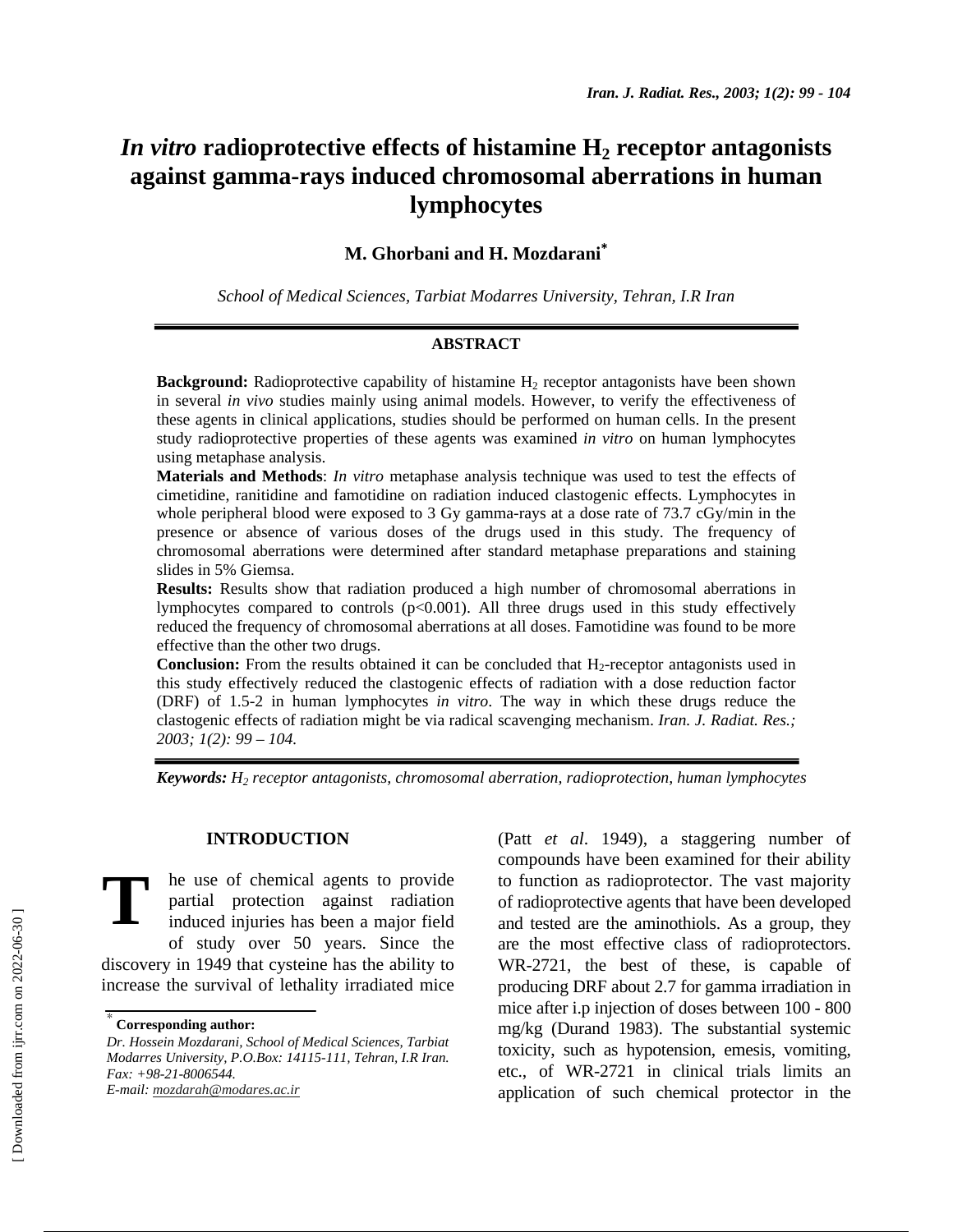# *In vitro* radioprotective effects of histamine $H_2$ receptor antagonists against gamma-rays induced chromosomal aberrations in human lymphocytes

**M. Ghorbani and H. Mozdarani***

*School of Medical Sciences, Tarbiat Modarres University, Tehran, I.R Iran*

## ABSTRACT

**Background:** Radioprotective capability of histamine $H_2$ receptor antagonists have been shown in several *in vivo* studies mainly using animal models. However, to verify the effectiveness of these agents in clinical applications, studies should be performed on human cells. In the present study radioprotective properties of these agents was examined *in vitro* on human lymphocytes using metaphase analysis.

**Materials and Methods**: *In vitro* metaphase analysis technique was used to test the effects of cimetidine, ranitidine and famotidine on radiation induced clastogenic effects. Lymphocytes in whole peripheral blood were exposed to 3 Gy gamma-rays at a dose rate of 73.7 cGy/min in the presence or absence of various doses of the drugs used in this study. The frequency of chromosomal aberrations were determined after standard metaphase preparations and staining slides in 5% Giemsa.

**Results:** Results show that radiation produced a high number of chromosomal aberrations in lymphocytes compared to controls ($p<0.001$). All three drugs used in this study effectively reduced the frequency of chromosomal aberrations at all doses. Famotidine was found to be more effective than the other two drugs.

**Conclusion:** From the results obtained it can be concluded that $H_2$-receptor antagonists used in this study effectively reduced the clastogenic effects of radiation with a dose reduction factor (DRF) of 1.5-2 in human lymphocytes *in vitro*. The way in which these drugs reduce the clastogenic effects of radiation might be via radical scavenging mechanism. *Iran. J. Radiat. Res.; 2003; 1(2): 99 – 104.*

***Keywords:** $H_2$ receptor antagonists, chromosomal aberration, radioprotection, human lymphocytes*

## INTRODUCTION

The use of chemical agents to provide partial protection against radiation induced injuries has been a major field of study over 50 years. Since the discovery in 1949 that cysteine has the ability to increase the survival of lethality irradiated mice (Patt *et al*. 1949), a staggering number of compounds have been examined for their ability to function as radioprotector. The vast majority of radioprotective agents that have been developed and tested are the aminothiols. As a group, they are the most effective class of radioprotectors. WR-2721, the best of these, is capable of producing DRF about 2.7 for gamma irradiation in mice after i.p injection of doses between 100 - 800 mg/kg (Durand 1983). The substantial systemic toxicity, such as hypotension, emesis, vomiting, etc., of WR-2721 in clinical trials limits an application of such chemical protector in the

\* **Corresponding author:**
*Dr. Hossein Mozdarani, School of Medical Sciences, Tarbiat Modarres University, P.O.Box: 14115-111, Tehran, I.R Iran. Fax: +98-21-8006544.*
*E-mail: mozdarah@modares.ac.ir*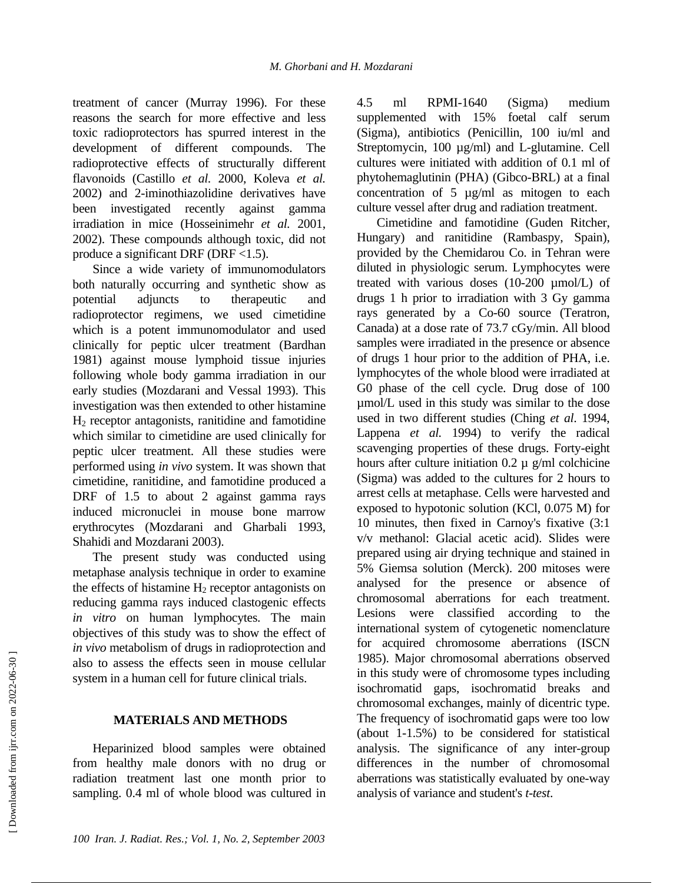treatment of cancer (Murray 1996). For these reasons the search for more effective and less toxic radioprotectors has spurred interest in the development of different compounds. The radioprotective effects of structurally different flavonoids (Castillo *et al.* 2000, Koleva *et al.* 2002) and 2-iminothiazolidine derivatives have been investigated recently against gamma irradiation in mice (Hosseinimehr *et al.* 2001, 2002). These compounds although toxic, did not produce a significant DRF (DRF <1.5).

Since a wide variety of immunomodulators both naturally occurring and synthetic show as potential adjuncts to therapeutic and radioprotector regimens, we used cimetidine which is a potent immunomodulator and used clinically for peptic ulcer treatment (Bardhan 1981) against mouse lymphoid tissue injuries following whole body gamma irradiation in our early studies (Mozdarani and Vessal 1993). This investigation was then extended to other histamine $H_2$ receptor antagonists, ranitidine and famotidine which similar to cimetidine are used clinically for peptic ulcer treatment. All these studies were performed using *in vivo* system. It was shown that cimetidine, ranitidine, and famotidine produced a DRF of 1.5 to about 2 against gamma rays induced micronuclei in mouse bone marrow erythrocytes (Mozdarani and Gharbali 1993, Shahidi and Mozdarani 2003).

The present study was conducted using metaphase analysis technique in order to examine the effects of histamine $H_2$ receptor antagonists on reducing gamma rays induced clastogenic effects *in vitro* on human lymphocytes. The main objectives of this study was to show the effect of *in vivo* metabolism of drugs in radioprotection and also to assess the effects seen in mouse cellular system in a human cell for future clinical trials.

## MATERIALS AND METHODS

Heparinized blood samples were obtained from healthy male donors with no drug or radiation treatment last one month prior to sampling. 0.4 ml of whole blood was cultured in 4.5 ml RPMI-1640 (Sigma) medium supplemented with 15% foetal calf serum (Sigma), antibiotics (Penicillin, 100 iu/ml and Streptomycin, 100 µg/ml) and L-glutamine. Cell cultures were initiated with addition of 0.1 ml of phytohemaglutinin (PHA) (Gibco-BRL) at a final concentration of 5 µg/ml as mitogen to each culture vessel after drug and radiation treatment.

Cimetidine and famotidine (Guden Ritcher, Hungary) and ranitidine (Rambaspy, Spain), provided by the Chemidarou Co. in Tehran were diluted in physiologic serum. Lymphocytes were treated with various doses (10-200 µmol/L) of drugs 1 h prior to irradiation with 3 Gy gamma rays generated by a Co-60 source (Teratron, Canada) at a dose rate of 73.7 cGy/min. All blood samples were irradiated in the presence or absence of drugs 1 hour prior to the addition of PHA, i.e. lymphocytes of the whole blood were irradiated at G0 phase of the cell cycle. Drug dose of 100 µmol/L used in this study was similar to the dose used in two different studies (Ching *et al*. 1994, Lappena *et al.* 1994) to verify the radical scavenging properties of these drugs. Forty-eight hours after culture initiation 0.2 µ g/ml colchicine (Sigma) was added to the cultures for 2 hours to arrest cells at metaphase. Cells were harvested and exposed to hypotonic solution (KCl, 0.075 M) for 10 minutes, then fixed in Carnoy's fixative (3:1 v/v methanol: Glacial acetic acid). Slides were prepared using air drying technique and stained in 5% Giemsa solution (Merck). 200 mitoses were analysed for the presence or absence of chromosomal aberrations for each treatment. Lesions were classified according to the international system of cytogenetic nomenclature for acquired chromosome aberrations (ISCN 1985). Major chromosomal aberrations observed in this study were of chromosome types including isochromatid gaps, isochromatid breaks and chromosomal exchanges, mainly of dicentric type. The frequency of isochromatid gaps were too low (about 1-1.5%) to be considered for statistical analysis. The significance of any inter-group differences in the number of chromosomal aberrations was statistically evaluated by one-way analysis of variance and student's *t-test*.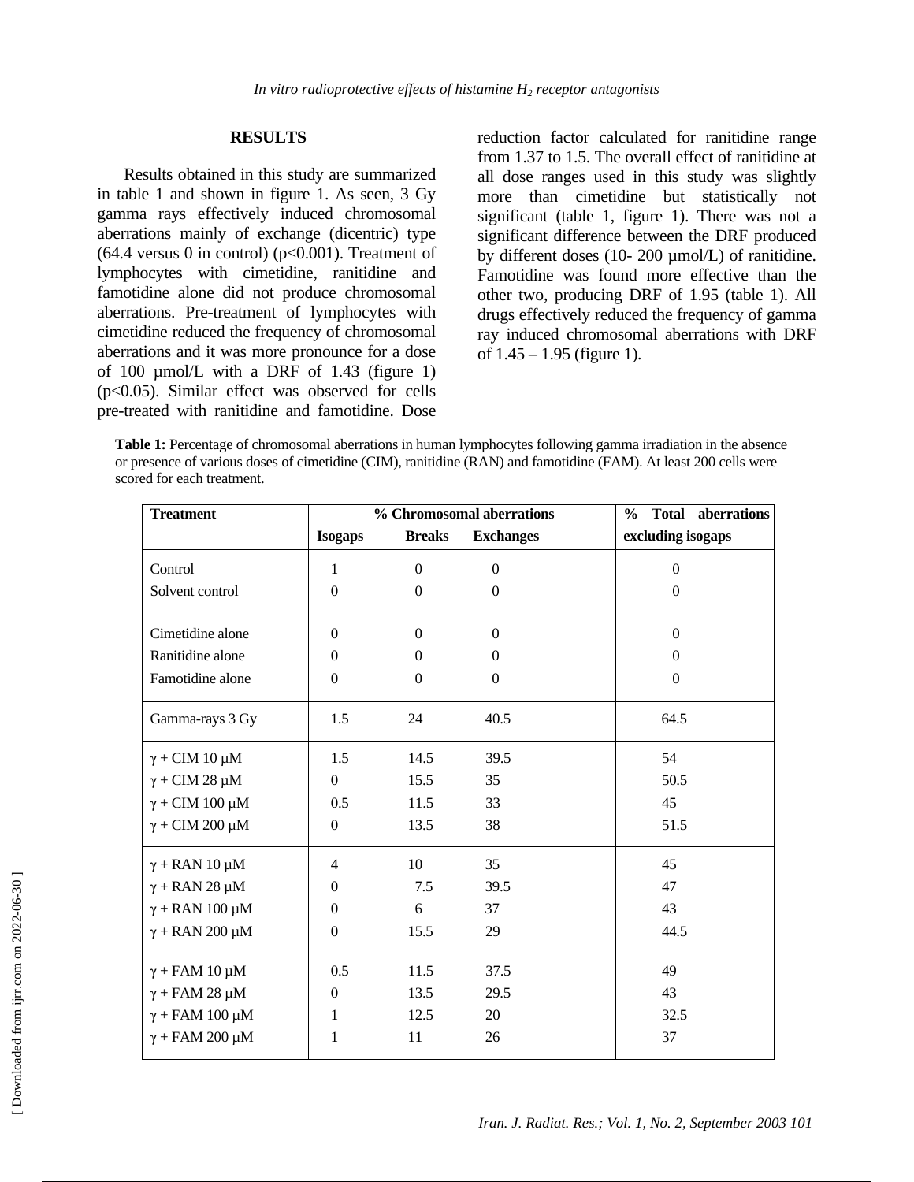## RESULTS

Results obtained in this study are summarized in table 1 and shown in figure 1. As seen, 3 Gy gamma rays effectively induced chromosomal aberrations mainly of exchange (dicentric) type (64.4 versus 0 in control) ($p<0.001$). Treatment of lymphocytes with cimetidine, ranitidine and famotidine alone did not produce chromosomal aberrations. Pre-treatment of lymphocytes with cimetidine reduced the frequency of chromosomal aberrations and it was more pronounce for a dose of 100 µmol/L with a DRF of 1.43 (figure 1) ($p<0.05$). Similar effect was observed for cells pre-treated with ranitidine and famotidine. Dose reduction factor calculated for ranitidine range from 1.37 to 1.5. The overall effect of ranitidine at all dose ranges used in this study was slightly more than cimetidine but statistically not significant (table 1, figure 1). There was not a significant difference between the DRF produced by different doses (10- 200 µmol/L) of ranitidine. Famotidine was found more effective than the other two, producing DRF of 1.95 (table 1). All drugs effectively reduced the frequency of gamma ray induced chromosomal aberrations with DRF of 1.45 – 1.95 (figure 1).

**Table 1:** Percentage of chromosomal aberrations in human lymphocytes following gamma irradiation in the absence or presence of various doses of cimetidine (CIM), ranitidine (RAN) and famotidine (FAM). At least 200 cells were scored for each treatment.

| Treatment | % Chromosomal aberrations | | | % Total aberrations excluding isogaps |
|---|---|---|---|---|
| | Isogaps | Breaks | Exchanges | |
| Control | 1 | 0 | 0 | 0 |
| Solvent control | 0 | 0 | 0 | 0 |
| Cimetidine alone | 0 | 0 | 0 | 0 |
| Ranitidine alone | 0 | 0 | 0 | 0 |
| Famotidine alone | 0 | 0 | 0 | 0 |
| Gamma-rays 3 Gy | 1.5 | 24 | 40.5 | 64.5 |
| γ + CIM 10 µM | 1.5 | 14.5 | 39.5 | 54 |
| γ + CIM 28 µM | 0 | 15.5 | 35 | 50.5 |
| γ + CIM 100 µM | 0.5 | 11.5 | 33 | 45 |
| γ + CIM 200 µM | 0 | 13.5 | 38 | 51.5 |
| γ + RAN 10 µM | 4 | 10 | 35 | 45 |
| γ + RAN 28 µM | 0 | 7.5 | 39.5 | 47 |
| γ + RAN 100 µM | 0 | 6 | 37 | 43 |
| γ + RAN 200 µM | 0 | 15.5 | 29 | 44.5 |
| γ + FAM 10 µM | 0.5 | 11.5 | 37.5 | 49 |
| γ + FAM 28 µM | 0 | 13.5 | 29.5 | 43 |
| γ + FAM 100 µM | 1 | 12.5 | 20 | 32.5 |
| γ + FAM 200 µM | 1 | 11 | 26 | 37 |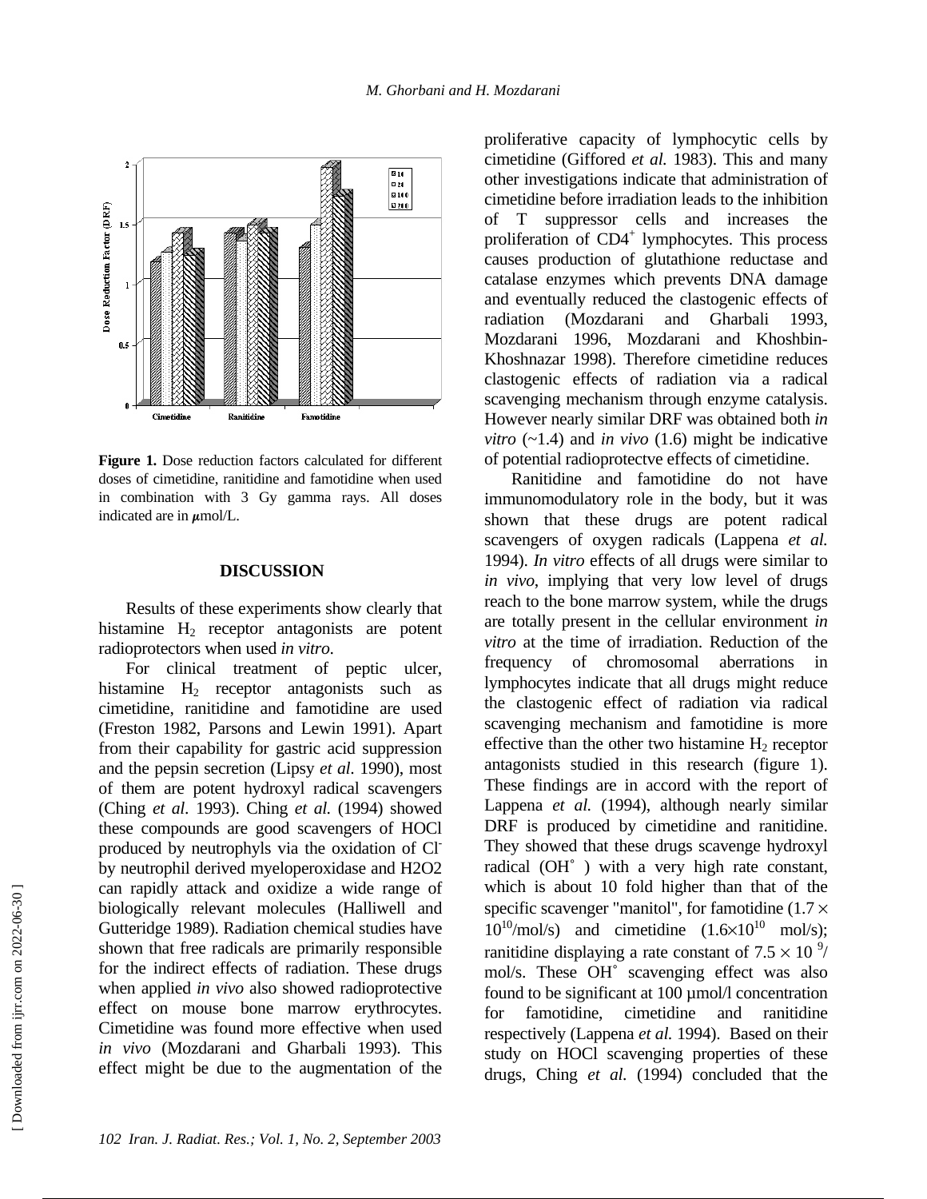Figure 1. Dose reduction factors calculated for different doses of cimetidine, ranitidine and famotidine when used in combination with 3 Gy gamma rays. All doses indicated are in $\mu$mol/L.

## DISCUSSION

Results of these experiments show clearly that histamine $H_2$ receptor antagonists are potent radioprotectors when used *in vitro*.

For clinical treatment of peptic ulcer, histamine $H_2$ receptor antagonists such as cimetidine, ranitidine and famotidine are used (Freston 1982, Parsons and Lewin 1991). Apart from their capability for gastric acid suppression and the pepsin secretion (Lipsy *et al*. 1990), most of them are potent hydroxyl radical scavengers (Ching *et al*. 1993). Ching *et al.* (1994) showed these compounds are good scavengers of HOCl produced by neutrophyls via the oxidation of $Cl^-$ by neutrophil derived myeloperoxidase and H2O2 can rapidly attack and oxidize a wide range of biologically relevant molecules (Halliwell and Gutteridge 1989). Radiation chemical studies have shown that free radicals are primarily responsible for the indirect effects of radiation. These drugs when applied *in vivo* also showed radioprotective effect on mouse bone marrow erythrocytes. Cimetidine was found more effective when used *in vivo* (Mozdarani and Gharbali 1993). This effect might be due to the augmentation of the proliferative capacity of lymphocytic cells by cimetidine (Giffored *et al.* 1983). This and many other investigations indicate that administration of cimetidine before irradiation leads to the inhibition of T suppressor cells and increases the proliferation of $CD4^+$ lymphocytes. This process causes production of glutathione reductase and catalase enzymes which prevents DNA damage and eventually reduced the clastogenic effects of radiation (Mozdarani and Gharbali 1993, Mozdarani 1996, Mozdarani and Khoshbin-Khoshnazar 1998). Therefore cimetidine reduces clastogenic effects of radiation via a radical scavenging mechanism through enzyme catalysis. However nearly similar DRF was obtained both *in vitro* (~1.4) and *in vivo* (1.6) might be indicative of potential radioprotectve effects of cimetidine.

Ranitidine and famotidine do not have immunomodulatory role in the body, but it was shown that these drugs are potent radical scavengers of oxygen radicals (Lappena *et al.* 1994). *In vitro* effects of all drugs were similar to *in vivo*, implying that very low level of drugs reach to the bone marrow system, while the drugs are totally present in the cellular environment *in vitro* at the time of irradiation. Reduction of the frequency of chromosomal aberrations in lymphocytes indicate that all drugs might reduce the clastogenic effect of radiation via radical scavenging mechanism and famotidine is more effective than the other two histamine $H_2$ receptor antagonists studied in this research (figure 1). These findings are in accord with the report of Lappena *et al.* (1994), although nearly similar DRF is produced by cimetidine and ranitidine. They showed that these drugs scavenge hydroxyl radical ($OH^\circ$) with a very high rate constant, which is about 10 fold higher than that of the specific scavenger "manitol", for famotidine ($1.7 \times 10^{10}$/mol/s) and cimetidine ($1.6\times10^{10}$ mol/s); ranitidine displaying a rate constant of $7.5 \times 10^{9}$/ mol/s. These $OH^\circ$ scavenging effect was also found to be significant at 100 µmol/l concentration for famotidine, cimetidine and ranitidine respectively (Lappena *et al.* 1994). Based on their study on HOCl scavenging properties of these drugs, Ching *et al.* (1994) concluded that the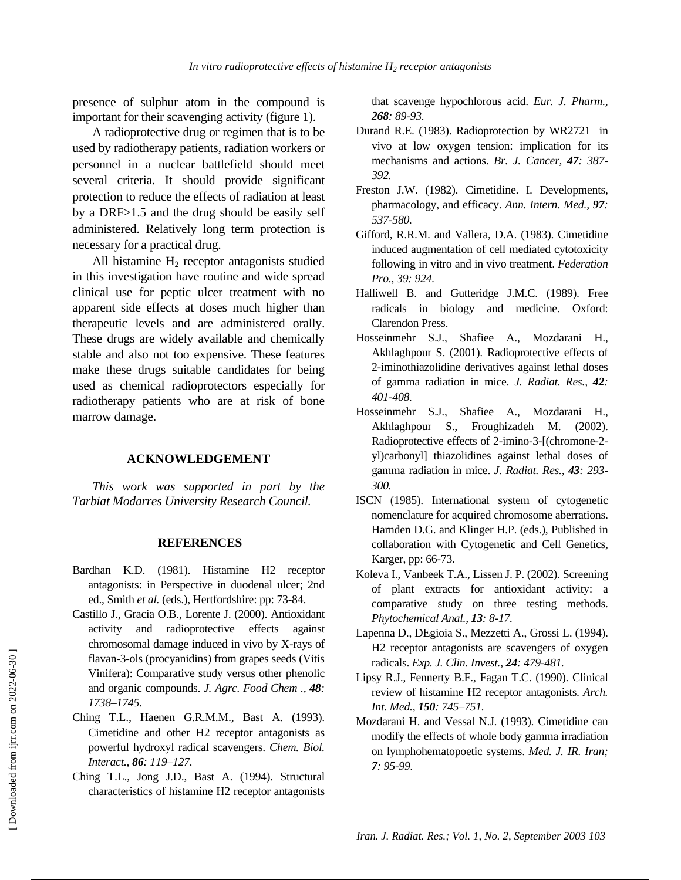presence of sulphur atom in the compound is important for their scavenging activity (figure 1).

A radioprotective drug or regimen that is to be used by radiotherapy patients, radiation workers or personnel in a nuclear battlefield should meet several criteria. It should provide significant protection to reduce the effects of radiation at least by a DRF>1.5 and the drug should be easily self administered. Relatively long term protection is necessary for a practical drug.

All histamine $H_2$ receptor antagonists studied in this investigation have routine and wide spread clinical use for peptic ulcer treatment with no apparent side effects at doses much higher than therapeutic levels and are administered orally. These drugs are widely available and chemically stable and also not too expensive. These features make these drugs suitable candidates for being used as chemical radioprotectors especially for radiotherapy patients who are at risk of bone marrow damage.

## ACKNOWLEDGEMENT

*This work was supported in part by the Tarbiat Modarres University Research Council.*

## REFERENCES

Bardhan K.D. (1981). Histamine H2 receptor antagonists: in Perspective in duodenal ulcer; 2nd ed., Smith *et al.* (eds.), Hertfordshire: pp: 73-84.

Castillo J., Gracia O.B., Lorente J. (2000). Antioxidant activity and radioprotective effects against chromosomal damage induced in vivo by X-rays of flavan-3-ols (procyanidins) from grapes seeds (Vitis Vinifera): Comparative study versus other phenolic and organic compounds. *J. Agrc. Food Chem ., **48**: 1738–1745.*

Ching T.L., Haenen G.R.M.M., Bast A. (1993). Cimetidine and other H2 receptor antagonists as powerful hydroxyl radical scavengers. *Chem. Biol. Interact., **86**: 119–127.*

Ching T.L., Jong J.D., Bast A. (1994). Structural characteristics of histamine H2 receptor antagonists that scavenge hypochlorous acid. *Eur. J. Pharm., **268**: 89-93.*

Durand R.E. (1983). Radioprotection by WR2721 in vivo at low oxygen tension: implication for its mechanisms and actions. *Br. J. Cancer, **47**: 387-392.*

Freston J.W. (1982). Cimetidine. I. Developments, pharmacology, and efficacy. *Ann. Intern. Med., **97**: 537-580.*

Gifford, R.R.M. and Vallera, D.A. (1983). Cimetidine induced augmentation of cell mediated cytotoxicity following in vitro and in vivo treatment. *Federation Pro., 39: 924.*

Halliwell B. and Gutteridge J.M.C. (1989). Free radicals in biology and medicine. Oxford: Clarendon Press.

Hosseinmehr S.J., Shafiee A., Mozdarani H., Akhlaghpour S. (2001). Radioprotective effects of 2-iminothiazolidine derivatives against lethal doses of gamma radiation in mice. *J. Radiat. Res., **42**: 401-408.*

Hosseinmehr S.J., Shafiee A., Mozdarani H., Akhlaghpour S., Froughizadeh M. (2002). Radioprotective effects of 2-imino-3-[(chromone-2-yl)carbonyl] thiazolidines against lethal doses of gamma radiation in mice. *J. Radiat. Res., **43**: 293-300.*

ISCN (1985). International system of cytogenetic nomenclature for acquired chromosome aberrations. Harnden D.G. and Klinger H.P. (eds.), Published in collaboration with Cytogenetic and Cell Genetics, Karger, pp: 66-73.

Koleva I., Vanbeek T.A., Lissen J. P. (2002). Screening of plant extracts for antioxidant activity: a comparative study on three testing methods. *Phytochemical Anal., **13**: 8-17.*

Lapenna D., DEgioia S., Mezzetti A., Grossi L. (1994). H2 receptor antagonists are scavengers of oxygen radicals. *Exp. J. Clin. Invest., **24**: 479-481.*

Lipsy R.J., Fennerty B.F., Fagan T.C. (1990). Clinical review of histamine H2 receptor antagonists. *Arch. Int. Med., **150**: 745–751.*

Mozdarani H. and Vessal N.J. (1993). Cimetidine can modify the effects of whole body gamma irradiation on lymphohematopoetic systems. *Med. J. IR. Iran; **7**: 95-99.*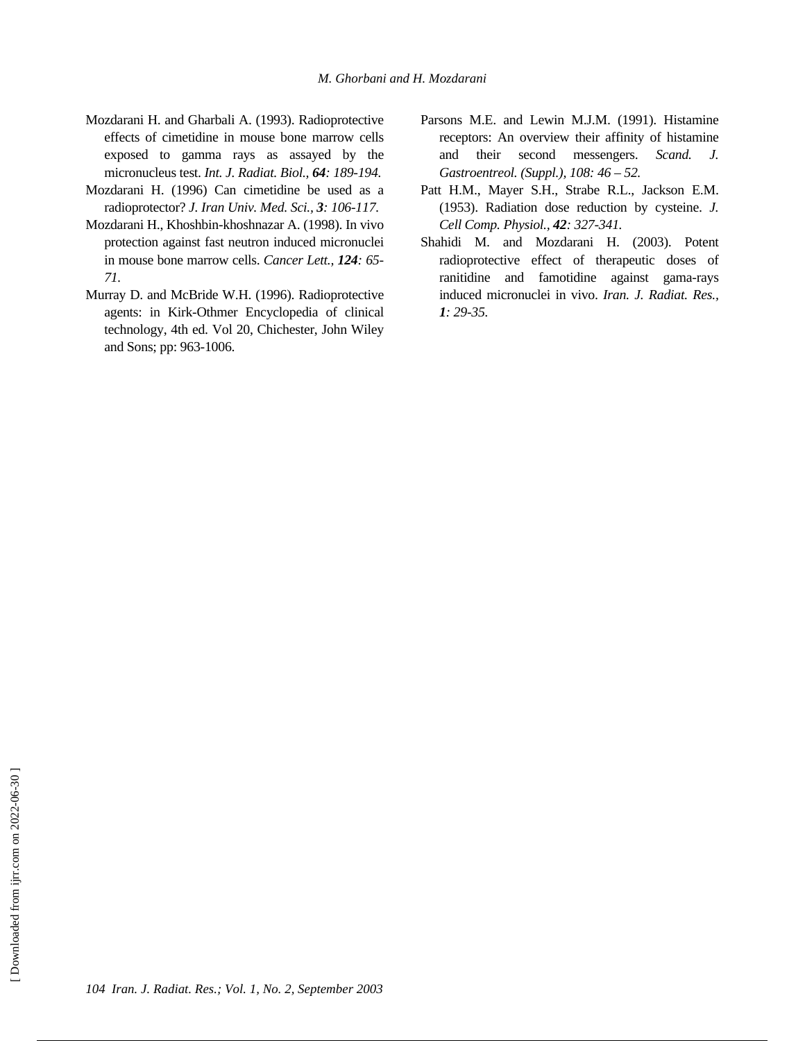Mozdarani H. and Gharbali A. (1993). Radioprotective effects of cimetidine in mouse bone marrow cells exposed to gamma rays as assayed by the micronucleus test. *Int. J. Radiat. Biol.,* ***64****: 189-194.*

Mozdarani H. (1996) Can cimetidine be used as a radioprotector? *J. Iran Univ. Med. Sci.,* ***3****: 106-117.*

Mozdarani H., Khoshbin-khoshnazar A. (1998). In vivo protection against fast neutron induced micronuclei in mouse bone marrow cells. *Cancer Lett.,* ***124****: 65-71.*

Murray D. and McBride W.H. (1996). Radioprotective agents: in Kirk-Othmer Encyclopedia of clinical technology, 4th ed. Vol 20, Chichester, John Wiley and Sons; pp: 963-1006.

Parsons M.E. and Lewin M.J.M. (1991). Histamine receptors: An overview their affinity of histamine and their second messengers. *Scand. J. Gastroentreol. (Suppl.), 108: 46 – 52.*

Patt H.M., Mayer S.H., Strabe R.L., Jackson E.M. (1953). Radiation dose reduction by cysteine. *J. Cell Comp. Physiol.,* ***42****: 327-341.*

Shahidi M. and Mozdarani H. (2003). Potent radioprotective effect of therapeutic doses of ranitidine and famotidine against gama-rays induced micronuclei in vivo. *Iran. J. Radiat. Res.,* ***1****: 29-35.*